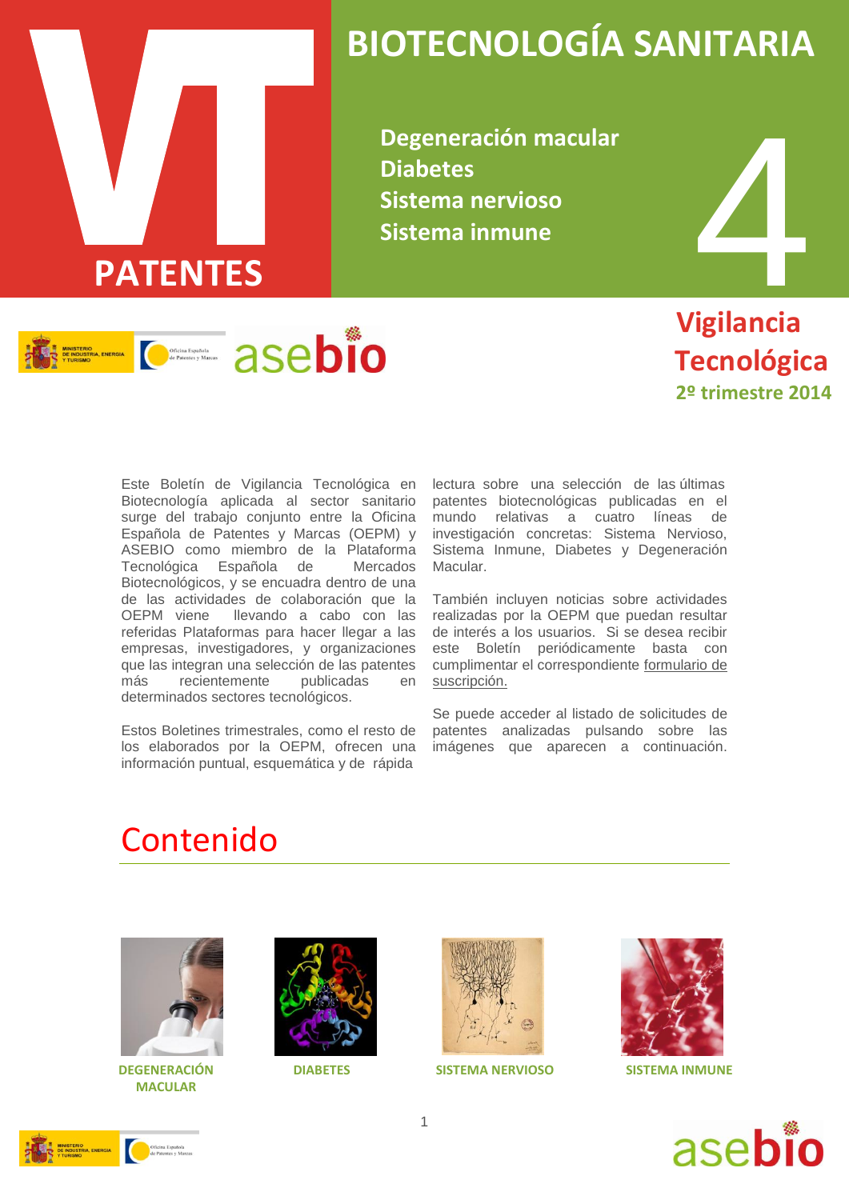# BIOTECNOLOGÍA SANITARIA

**VT PATENTES**

**Degeneración macular**
**Diabetes**
**Sistema nervioso**
**Sistema inmune**

**4**

**Vigilancia Tecnológica**
**2º trimestre 2014**

Este Boletín de Vigilancia Tecnológica en Biotecnología aplicada al sector sanitario surge del trabajo conjunto entre la Oficina Española de Patentes y Marcas (OEPM) y ASEBIO como miembro de la Plataforma Tecnológica Española de Mercados Biotecnológicos, y se encuadra dentro de una de las actividades de colaboración que la OEPM viene llevando a cabo con las referidas Plataformas para hacer llegar a las empresas, investigadores, y organizaciones que las integran una selección de las patentes más recientemente publicadas en determinados sectores tecnológicos.

Estos Boletines trimestrales, como el resto de los elaborados por la OEPM, ofrecen una información puntual, esquemática y de rápida lectura sobre una selección de las últimas patentes biotecnológicas publicadas en el mundo relativas a cuatro líneas de investigación concretas: Sistema Nervioso, Sistema Inmune, Diabetes y Degeneración Macular.

También incluyen noticias sobre actividades realizadas por la OEPM que puedan resultar de interés a los usuarios. Si se desea recibir este Boletín periódicamente basta con cumplimentar el correspondiente formulario de suscripción.

Se puede acceder al listado de solicitudes de patentes analizadas pulsando sobre las imágenes que aparecen a continuación.

## Contenido

DEGENERACIÓN MACULAR

DIABETES

SISTEMA NERVIOSO

SISTEMA INMUNE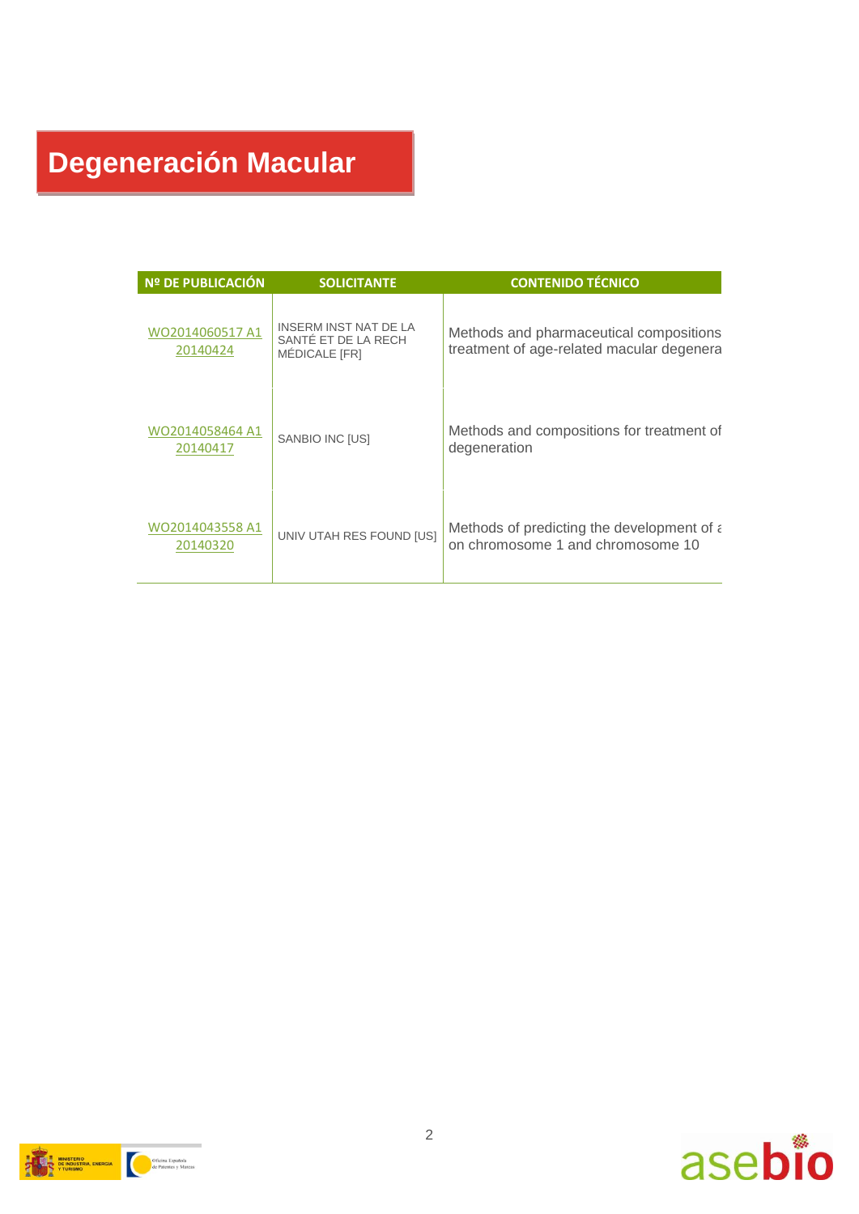# Degeneración Macular

| Nº DE PUBLICACIÓN | SOLICITANTE | CONTENIDO TÉCNICO |
|---|---|---|
| WO2014060517 A1 20140424 | INSERM INST NAT DE LA SANTÉ ET DE LA RECH MÉDICALE [FR] | Methods and pharmaceutical compositions treatment of age-related macular degenera |
| WO2014058464 A1 20140417 | SANBIO INC [US] | Methods and compositions for treatment of degeneration |
| WO2014043558 A1 20140320 | UNIV UTAH RES FOUND [US] | Methods of predicting the development of a on chromosome 1 and chromosome 10 |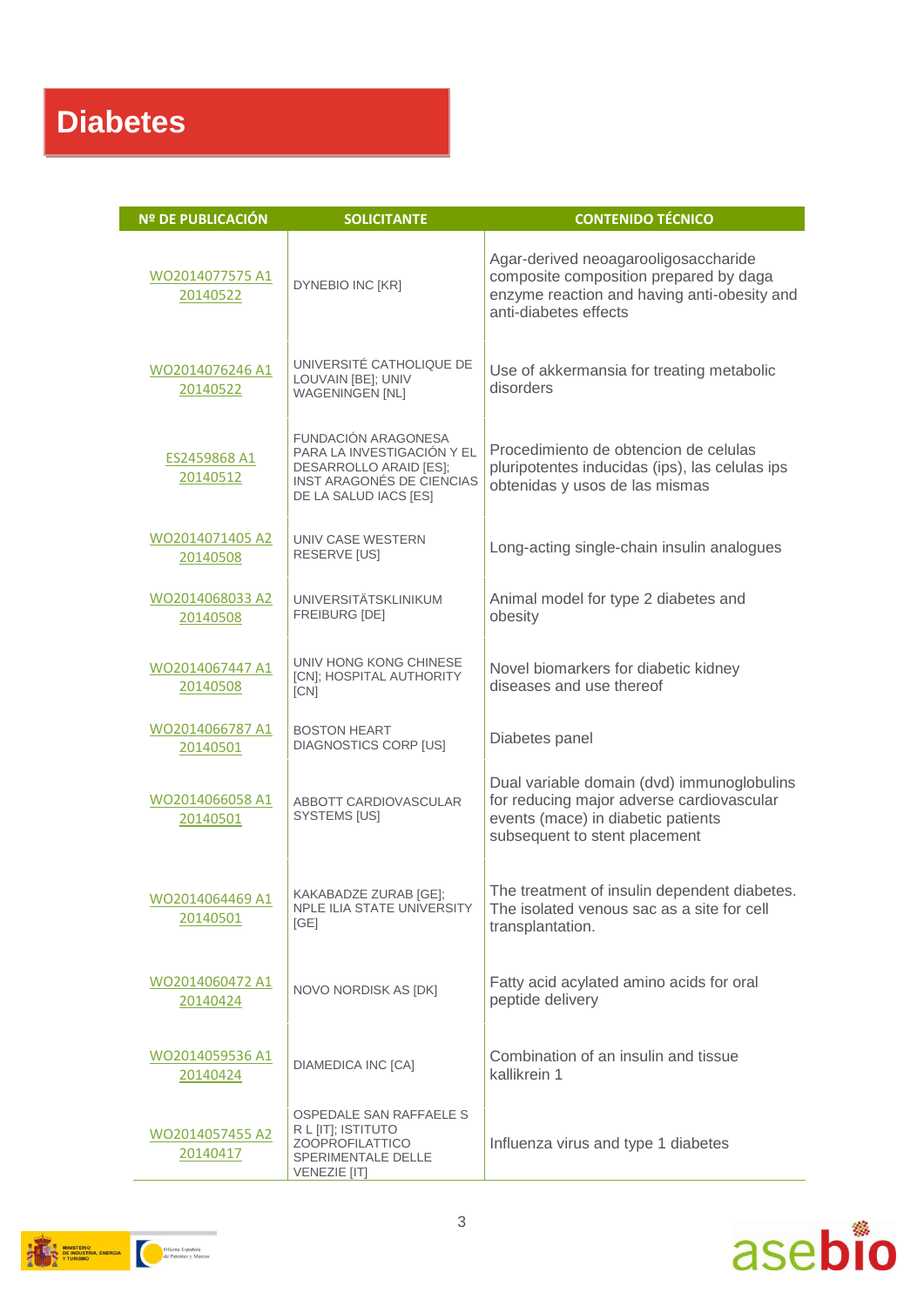# Diabetes

| Nº DE PUBLICACIÓN | SOLICITANTE | CONTENIDO TÉCNICO |
| --- | --- | --- |
| WO2014077575 A1 20140522 | DYNEBIO INC [KR] | Agar-derived neoagarooligosaccharide composite composition prepared by daga enzyme reaction and having anti-obesity and anti-diabetes effects |
| WO2014076246 A1 20140522 | UNIVERSITÉ CATHOLIQUE DE LOUVAIN [BE]; UNIV WAGENINGEN [NL] | Use of akkermansia for treating metabolic disorders |
| ES2459868 A1 20140512 | FUNDACIÓN ARAGONESA PARA LA INVESTIGACIÓN Y EL DESARROLLO ARAID [ES]; INST ARAGONÉS DE CIENCIAS DE LA SALUD IACS [ES] | Procedimiento de obtencion de celulas pluripotentes inducidas (ips), las celulas ips obtenidas y usos de las mismas |
| WO2014071405 A2 20140508 | UNIV CASE WESTERN RESERVE [US] | Long-acting single-chain insulin analogues |
| WO2014068033 A2 20140508 | UNIVERSITÄTSKLINIKUM FREIBURG [DE] | Animal model for type 2 diabetes and obesity |
| WO2014067447 A1 20140508 | UNIV HONG KONG CHINESE [CN]; HOSPITAL AUTHORITY [CN] | Novel biomarkers for diabetic kidney diseases and use thereof |
| WO2014066787 A1 20140501 | BOSTON HEART DIAGNOSTICS CORP [US] | Diabetes panel |
| WO2014066058 A1 20140501 | ABBOTT CARDIOVASCULAR SYSTEMS [US] | Dual variable domain (dvd) immunoglobulins for reducing major adverse cardiovascular events (mace) in diabetic patients subsequent to stent placement |
| WO2014064469 A1 20140501 | KAKABADZE ZURAB [GE]; NPLE ILIA STATE UNIVERSITY [GE] | The treatment of insulin dependent diabetes. The isolated venous sac as a site for cell transplantation. |
| WO2014060472 A1 20140424 | NOVO NORDISK AS [DK] | Fatty acid acylated amino acids for oral peptide delivery |
| WO2014059536 A1 20140424 | DIAMEDICA INC [CA] | Combination of an insulin and tissue kallikrein 1 |
| WO2014057455 A2 20140417 | OSPEDALE SAN RAFFAELE S R L [IT]; ISTITUTO ZOOPROFILATTICO SPERIMENTALE DELLE VENEZIE [IT] | Influenza virus and type 1 diabetes |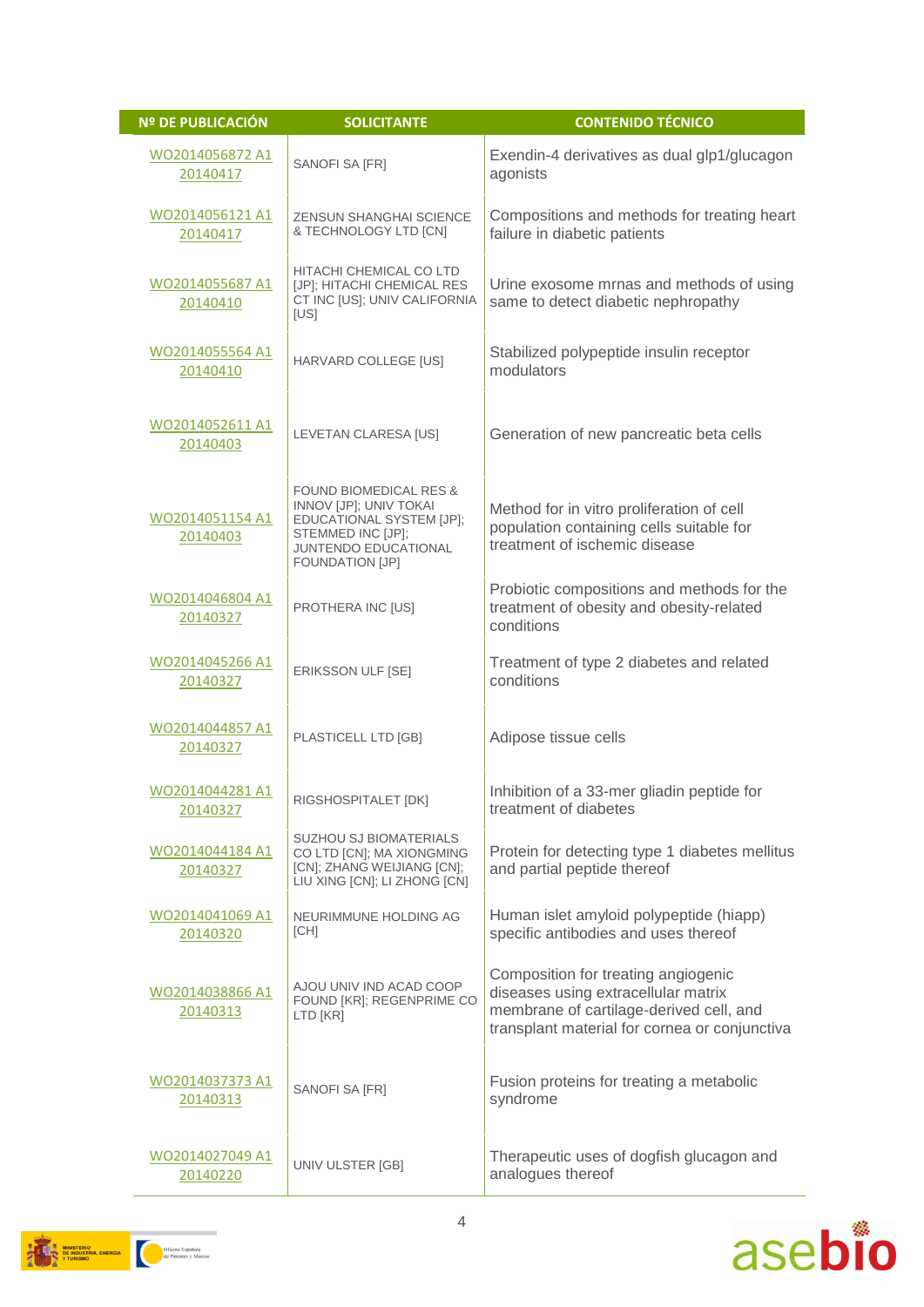| Nº DE PUBLICACIÓN | SOLICITANTE | CONTENIDO TÉCNICO |
|---|---|---|
| WO2014056872 A1 20140417 | SANOFI SA [FR] | Exendin-4 derivatives as dual glp1/glucagon agonists |
| WO2014056121 A1 20140417 | ZENSUN SHANGHAI SCIENCE & TECHNOLOGY LTD [CN] | Compositions and methods for treating heart failure in diabetic patients |
| WO2014055687 A1 20140410 | HITACHI CHEMICAL CO LTD [JP]; HITACHI CHEMICAL RES CT INC [US]; UNIV CALIFORNIA [US] | Urine exosome mrnas and methods of using same to detect diabetic nephropathy |
| WO2014055564 A1 20140410 | HARVARD COLLEGE [US] | Stabilized polypeptide insulin receptor modulators |
| WO2014052611 A1 20140403 | LEVETAN CLARESA [US] | Generation of new pancreatic beta cells |
| WO2014051154 A1 20140403 | FOUND BIOMEDICAL RES & INNOV [JP]; UNIV TOKAI EDUCATIONAL SYSTEM [JP]; STEMMED INC [JP]; JUNTENDO EDUCATIONAL FOUNDATION [JP] | Method for in vitro proliferation of cell population containing cells suitable for treatment of ischemic disease |
| WO2014046804 A1 20140327 | PROTHERA INC [US] | Probiotic compositions and methods for the treatment of obesity and obesity-related conditions |
| WO2014045266 A1 20140327 | ERIKSSON ULF [SE] | Treatment of type 2 diabetes and related conditions |
| WO2014044857 A1 20140327 | PLASTICELL LTD [GB] | Adipose tissue cells |
| WO2014044281 A1 20140327 | RIGSHOSPITALET [DK] | Inhibition of a 33-mer gliadin peptide for treatment of diabetes |
| WO2014044184 A1 20140327 | SUZHOU SJ BIOMATERIALS CO LTD [CN]; MA XIONGMING [CN]; ZHANG WEIJIANG [CN]; LIU XING [CN]; LI ZHONG [CN] | Protein for detecting type 1 diabetes mellitus and partial peptide thereof |
| WO2014041069 A1 20140320 | NEURIMMUNE HOLDING AG [CH] | Human islet amyloid polypeptide (hiapp) specific antibodies and uses thereof |
| WO2014038866 A1 20140313 | AJOU UNIV IND ACAD COOP FOUND [KR]; REGENPRIME CO LTD [KR] | Composition for treating angiogenic diseases using extracellular matrix membrane of cartilage-derived cell, and transplant material for cornea or conjunctiva |
| WO2014037373 A1 20140313 | SANOFI SA [FR] | Fusion proteins for treating a metabolic syndrome |
| WO2014027049 A1 20140220 | UNIV ULSTER [GB] | Therapeutic uses of dogfish glucagon and analogues thereof |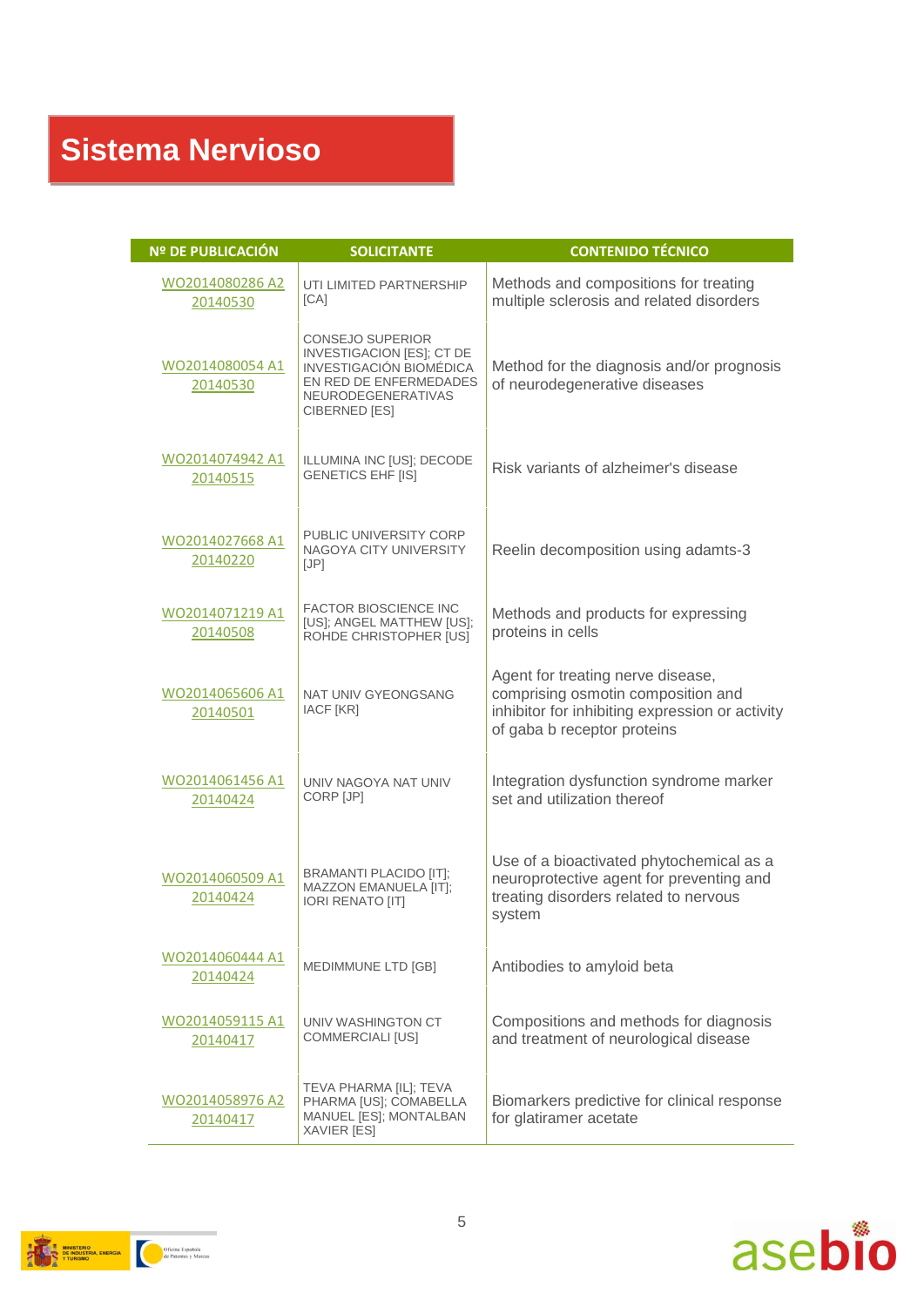# Sistema Nervioso

| Nº DE PUBLICACIÓN | SOLICITANTE | CONTENIDO TÉCNICO |
|---|---|---|
| WO2014080286 A2 20140530 | UTI LIMITED PARTNERSHIP [CA] | Methods and compositions for treating multiple sclerosis and related disorders |
| WO2014080054 A1 20140530 | CONSEJO SUPERIOR INVESTIGACION [ES]; CT DE INVESTIGACIÓN BIOMÉDICA EN RED DE ENFERMEDADES NEURODEGENERATIVAS CIBERNED [ES] | Method for the diagnosis and/or prognosis of neurodegenerative diseases |
| WO2014074942 A1 20140515 | ILLUMINA INC [US]; DECODE GENETICS EHF [IS] | Risk variants of alzheimer's disease |
| WO2014027668 A1 20140220 | PUBLIC UNIVERSITY CORP NAGOYA CITY UNIVERSITY [JP] | Reelin decomposition using adamts-3 |
| WO2014071219 A1 20140508 | FACTOR BIOSCIENCE INC [US]; ANGEL MATTHEW [US]; ROHDE CHRISTOPHER [US] | Methods and products for expressing proteins in cells |
| WO2014065606 A1 20140501 | NAT UNIV GYEONGSANG IACF [KR] | Agent for treating nerve disease, comprising osmotin composition and inhibitor for inhibiting expression or activity of gaba b receptor proteins |
| WO2014061456 A1 20140424 | UNIV NAGOYA NAT UNIV CORP [JP] | Integration dysfunction syndrome marker set and utilization thereof |
| WO2014060509 A1 20140424 | BRAMANTI PLACIDO [IT]; MAZZON EMANUELA [IT]; IORI RENATO [IT] | Use of a bioactivated phytochemical as a neuroprotective agent for preventing and treating disorders related to nervous system |
| WO2014060444 A1 20140424 | MEDIMMUNE LTD [GB] | Antibodies to amyloid beta |
| WO2014059115 A1 20140417 | UNIV WASHINGTON CT COMMERCIALI [US] | Compositions and methods for diagnosis and treatment of neurological disease |
| WO2014058976 A2 20140417 | TEVA PHARMA [IL]; TEVA PHARMA [US]; COMABELLA MANUEL [ES]; MONTALBAN XAVIER [ES] | Biomarkers predictive for clinical response for glatiramer acetate |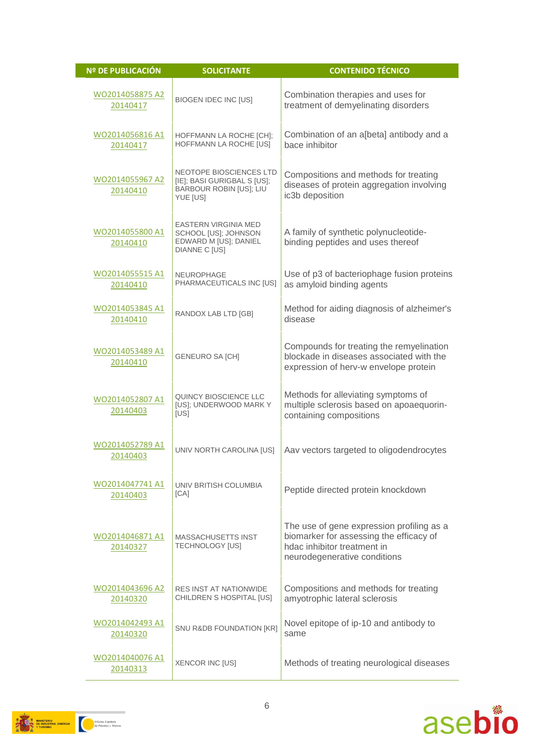| Nº DE PUBLICACIÓN | SOLICITANTE | CONTENIDO TÉCNICO |
|---|---|---|
| WO2014058875 A2 20140417 | BIOGEN IDEC INC [US] | Combination therapies and uses for treatment of demyelinating disorders |
| WO2014056816 A1 20140417 | HOFFMANN LA ROCHE [CH]; HOFFMANN LA ROCHE [US] | Combination of an a[beta] antibody and a bace inhibitor |
| WO2014055967 A2 20140410 | NEOTOPE BIOSCIENCES LTD [IE]; BASI GURIGBAL S [US]; BARBOUR ROBIN [US]; LIU YUE [US] | Compositions and methods for treating diseases of protein aggregation involving ic3b deposition |
| WO2014055800 A1 20140410 | EASTERN VIRGINIA MED SCHOOL [US]; JOHNSON EDWARD M [US]; DANIEL DIANNE C [US] | A family of synthetic polynucleotide-binding peptides and uses thereof |
| WO2014055515 A1 20140410 | NEUROPHAGE PHARMACEUTICALS INC [US] | Use of p3 of bacteriophage fusion proteins as amyloid binding agents |
| WO2014053845 A1 20140410 | RANDOX LAB LTD [GB] | Method for aiding diagnosis of alzheimer's disease |
| WO2014053489 A1 20140410 | GENEURO SA [CH] | Compounds for treating the remyelination blockade in diseases associated with the expression of herv-w envelope protein |
| WO2014052807 A1 20140403 | QUINCY BIOSCIENCE LLC [US]; UNDERWOOD MARK Y [US] | Methods for alleviating symptoms of multiple sclerosis based on apoaequorin-containing compositions |
| WO2014052789 A1 20140403 | UNIV NORTH CAROLINA [US] | Aav vectors targeted to oligodendrocytes |
| WO2014047741 A1 20140403 | UNIV BRITISH COLUMBIA [CA] | Peptide directed protein knockdown |
| WO2014046871 A1 20140327 | MASSACHUSETTS INST TECHNOLOGY [US] | The use of gene expression profiling as a biomarker for assessing the efficacy of hdac inhibitor treatment in neurodegenerative conditions |
| WO2014043696 A2 20140320 | RES INST AT NATIONWIDE CHILDREN S HOSPITAL [US] | Compositions and methods for treating amyotrophic lateral sclerosis |
| WO2014042493 A1 20140320 | SNU R&DB FOUNDATION [KR] | Novel epitope of ip-10 and antibody to same |
| WO2014040076 A1 20140313 | XENCOR INC [US] | Methods of treating neurological diseases |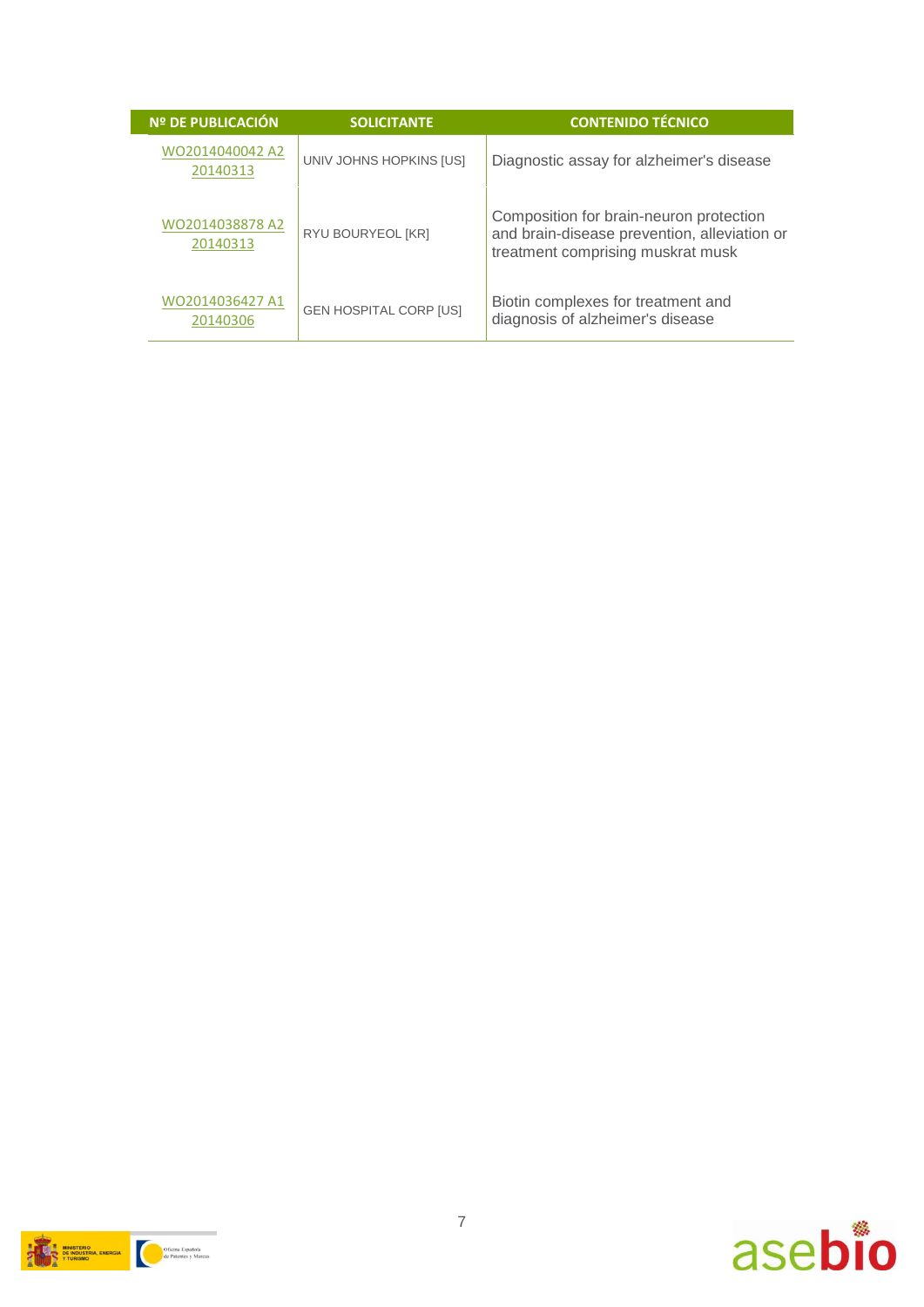| Nº DE PUBLICACIÓN | SOLICITANTE | CONTENIDO TÉCNICO |
|---|---|---|
| WO2014040042 A2 20140313 | UNIV JOHNS HOPKINS [US] | Diagnostic assay for alzheimer's disease |
| WO2014038878 A2 20140313 | RYU BOURYEOL [KR] | Composition for brain-neuron protection and brain-disease prevention, alleviation or treatment comprising muskrat musk |
| WO2014036427 A1 20140306 | GEN HOSPITAL CORP [US] | Biotin complexes for treatment and diagnosis of alzheimer's disease |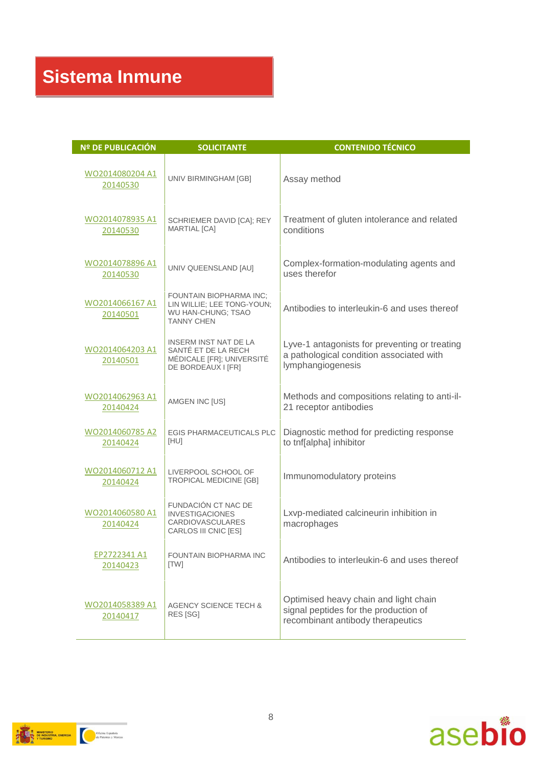# Sistema Inmune

| Nº DE PUBLICACIÓN | SOLICITANTE | CONTENIDO TÉCNICO |
|---|---|---|
| WO2014080204 A1 20140530 | UNIV BIRMINGHAM [GB] | Assay method |
| WO2014078935 A1 20140530 | SCHRIEMER DAVID [CA]; REY MARTIAL [CA] | Treatment of gluten intolerance and related conditions |
| WO2014078896 A1 20140530 | UNIV QUEENSLAND [AU] | Complex-formation-modulating agents and uses therefor |
| WO2014066167 A1 20140501 | FOUNTAIN BIOPHARMA INC; LIN WILLIE; LEE TONG-YOUN; WU HAN-CHUNG; TSAO TANNY CHEN | Antibodies to interleukin-6 and uses thereof |
| WO2014064203 A1 20140501 | INSERM INST NAT DE LA SANTÉ ET DE LA RECH MÉDICALE [FR]; UNIVERSITÉ DE BORDEAUX I [FR] | Lyve-1 antagonists for preventing or treating a pathological condition associated with lymphangiogenesis |
| WO2014062963 A1 20140424 | AMGEN INC [US] | Methods and compositions relating to anti-il-21 receptor antibodies |
| WO2014060785 A2 20140424 | EGIS PHARMACEUTICALS PLC [HU] | Diagnostic method for predicting response to tnf[alpha] inhibitor |
| WO2014060712 A1 20140424 | LIVERPOOL SCHOOL OF TROPICAL MEDICINE [GB] | Immunomodulatory proteins |
| WO2014060580 A1 20140424 | FUNDACIÓN CT NAC DE INVESTIGACIONES CARDIOVASCULARES CARLOS III CNIC [ES] | Lxvp-mediated calcineurin inhibition in macrophages |
| EP2722341 A1 20140423 | FOUNTAIN BIOPHARMA INC [TW] | Antibodies to interleukin-6 and uses thereof |
| WO2014058389 A1 20140417 | AGENCY SCIENCE TECH & RES [SG] | Optimised heavy chain and light chain signal peptides for the production of recombinant antibody therapeutics |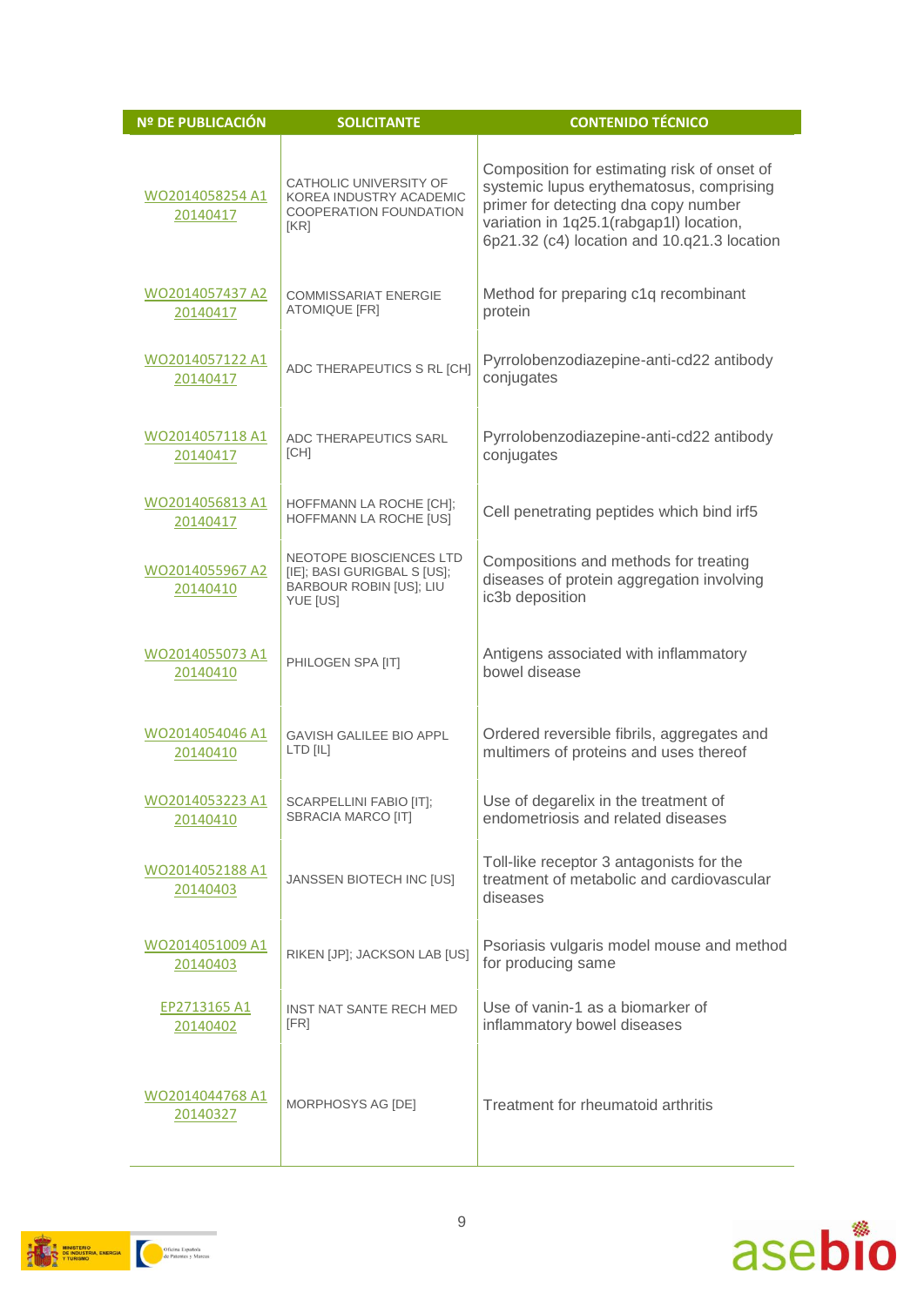| Nº DE PUBLICACIÓN | SOLICITANTE | CONTENIDO TÉCNICO |
| --- | --- | --- |
| WO2014058254 A1 20140417 | CATHOLIC UNIVERSITY OF KOREA INDUSTRY ACADEMIC COOPERATION FOUNDATION [KR] | Composition for estimating risk of onset of systemic lupus erythematosus, comprising primer for detecting dna copy number variation in 1q25.1(rabgap1l) location, 6p21.32 (c4) location and 10.q21.3 location |
| WO2014057437 A2 20140417 | COMMISSARIAT ENERGIE ATOMIQUE [FR] | Method for preparing c1q recombinant protein |
| WO2014057122 A1 20140417 | ADC THERAPEUTICS S RL [CH] | Pyrrolobenzodiazepine-anti-cd22 antibody conjugates |
| WO2014057118 A1 20140417 | ADC THERAPEUTICS SARL [CH] | Pyrrolobenzodiazepine-anti-cd22 antibody conjugates |
| WO2014056813 A1 20140417 | HOFFMANN LA ROCHE [CH]; HOFFMANN LA ROCHE [US] | Cell penetrating peptides which bind irf5 |
| WO2014055967 A2 20140410 | NEOTOPE BIOSCIENCES LTD [IE]; BASI GURIGBAL S [US]; BARBOUR ROBIN [US]; LIU YUE [US] | Compositions and methods for treating diseases of protein aggregation involving ic3b deposition |
| WO2014055073 A1 20140410 | PHILOGEN SPA [IT] | Antigens associated with inflammatory bowel disease |
| WO2014054046 A1 20140410 | GAVISH GALILEE BIO APPL LTD [IL] | Ordered reversible fibrils, aggregates and multimers of proteins and uses thereof |
| WO2014053223 A1 20140410 | SCARPELLINI FABIO [IT]; SBRACIA MARCO [IT] | Use of degarelix in the treatment of endometriosis and related diseases |
| WO2014052188 A1 20140403 | JANSSEN BIOTECH INC [US] | Toll-like receptor 3 antagonists for the treatment of metabolic and cardiovascular diseases |
| WO2014051009 A1 20140403 | RIKEN [JP]; JACKSON LAB [US] | Psoriasis vulgaris model mouse and method for producing same |
| EP2713165 A1 20140402 | INST NAT SANTE RECH MED [FR] | Use of vanin-1 as a biomarker of inflammatory bowel diseases |
| WO2014044768 A1 20140327 | MORPHOSYS AG [DE] | Treatment for rheumatoid arthritis |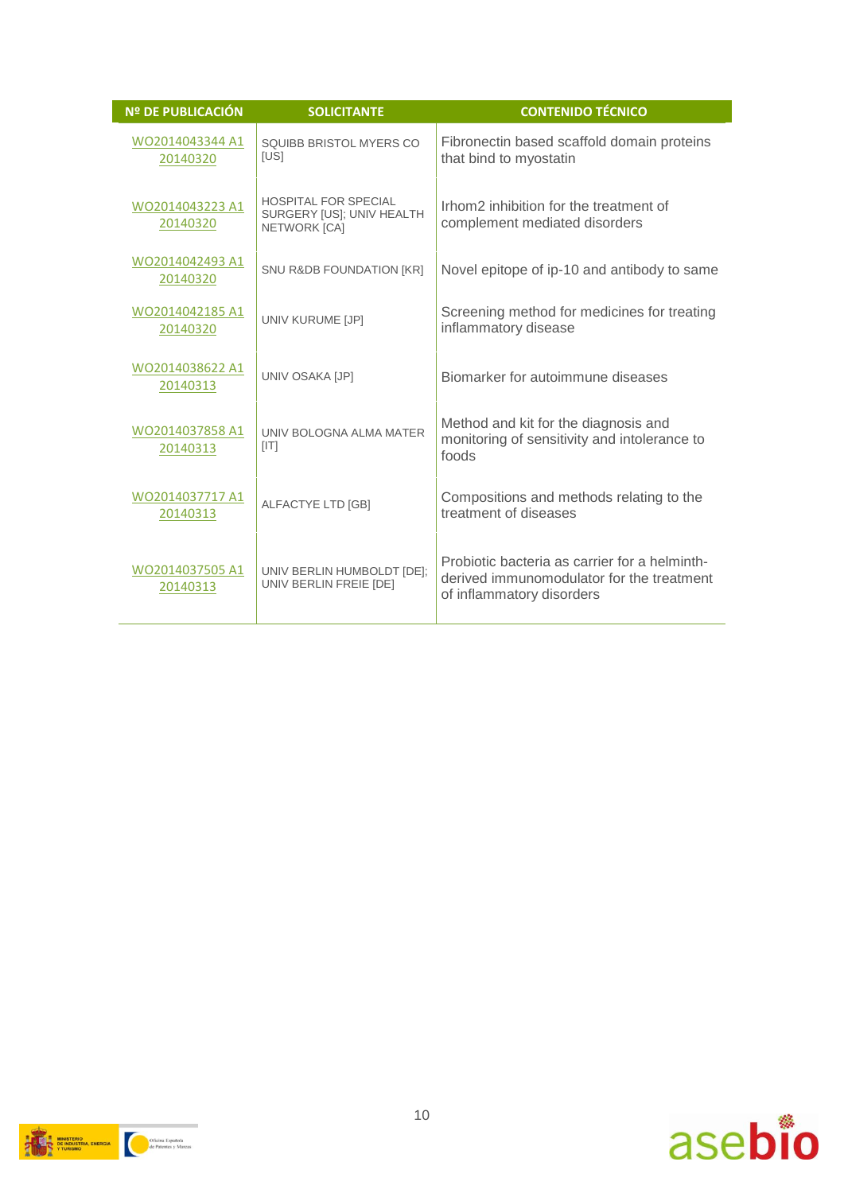| Nº DE PUBLICACIÓN | SOLICITANTE | CONTENIDO TÉCNICO |
|---|---|---|
| WO2014043344 A1 20140320 | SQUIBB BRISTOL MYERS CO [US] | Fibronectin based scaffold domain proteins that bind to myostatin |
| WO2014043223 A1 20140320 | HOSPITAL FOR SPECIAL SURGERY [US]; UNIV HEALTH NETWORK [CA] | Irhom2 inhibition for the treatment of complement mediated disorders |
| WO2014042493 A1 20140320 | SNU R&DB FOUNDATION [KR] | Novel epitope of ip-10 and antibody to same |
| WO2014042185 A1 20140320 | UNIV KURUME [JP] | Screening method for medicines for treating inflammatory disease |
| WO2014038622 A1 20140313 | UNIV OSAKA [JP] | Biomarker for autoimmune diseases |
| WO2014037858 A1 20140313 | UNIV BOLOGNA ALMA MATER [IT] | Method and kit for the diagnosis and monitoring of sensitivity and intolerance to foods |
| WO2014037717 A1 20140313 | ALFACTYE LTD [GB] | Compositions and methods relating to the treatment of diseases |
| WO2014037505 A1 20140313 | UNIV BERLIN HUMBOLDT [DE]; UNIV BERLIN FREIE [DE] | Probiotic bacteria as carrier for a helminth-derived immunomodulator for the treatment of inflammatory disorders |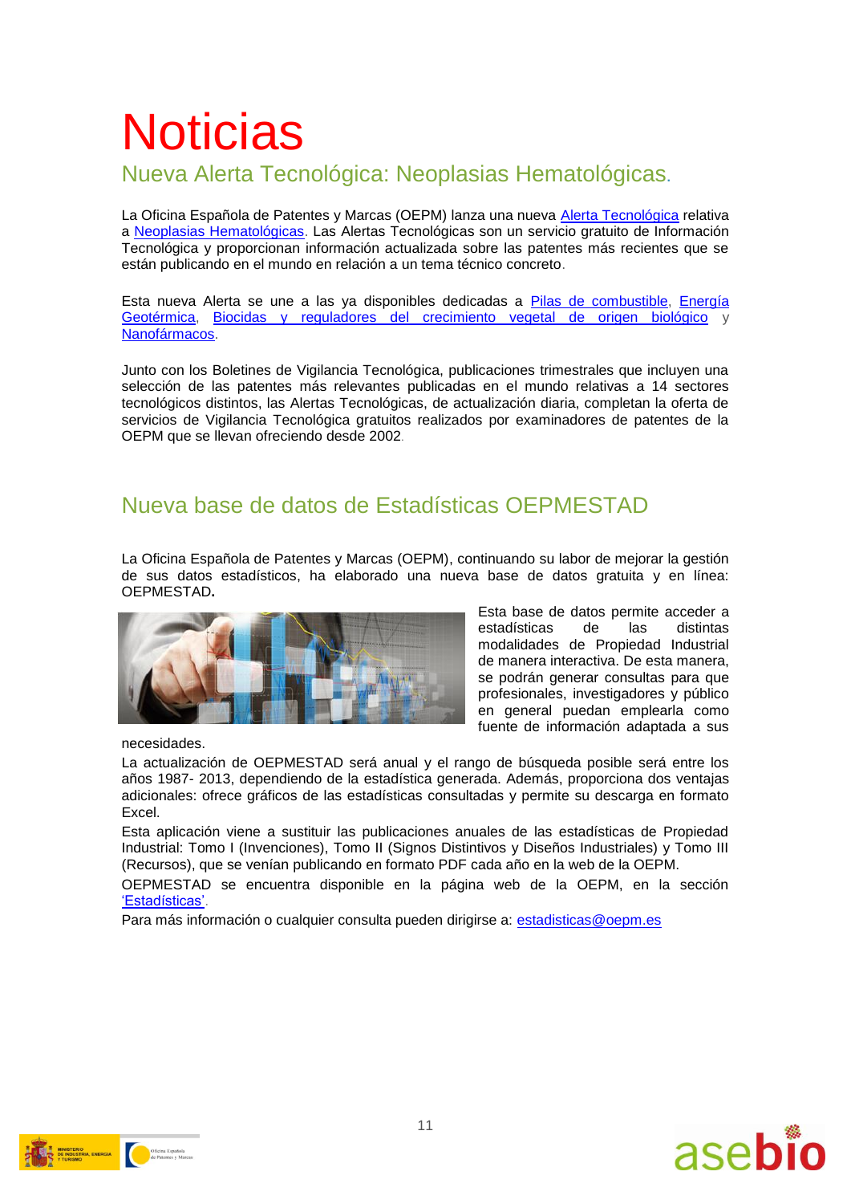# Noticias

## Nueva Alerta Tecnológica: Neoplasias Hematológicas.

La Oficina Española de Patentes y Marcas (OEPM) lanza una nueva Alerta Tecnológica relativa a Neoplasias Hematológicas. Las Alertas Tecnológicas son un servicio gratuito de Información Tecnológica y proporcionan información actualizada sobre las patentes más recientes que se están publicando en el mundo en relación a un tema técnico concreto.

Esta nueva Alerta se une a las ya disponibles dedicadas a Pilas de combustible, Energía Geotérmica, Biocidas y reguladores del crecimiento vegetal de origen biológico y Nanofármacos.

Junto con los Boletines de Vigilancia Tecnológica, publicaciones trimestrales que incluyen una selección de las patentes más relevantes publicadas en el mundo relativas a 14 sectores tecnológicos distintos, las Alertas Tecnológicas, de actualización diaria, completan la oferta de servicios de Vigilancia Tecnológica gratuitos realizados por examinadores de patentes de la OEPM que se llevan ofreciendo desde 2002.

## Nueva base de datos de Estadísticas OEPMESTAD

La Oficina Española de Patentes y Marcas (OEPM), continuando su labor de mejorar la gestión de sus datos estadísticos, ha elaborado una nueva base de datos gratuita y en línea: OEPMESTAD**.**

Esta base de datos permite acceder a estadísticas de las distintas modalidades de Propiedad Industrial de manera interactiva. De esta manera, se podrán generar consultas para que profesionales, investigadores y público en general puedan emplearla como fuente de información adaptada a sus necesidades.

La actualización de OEPMESTAD será anual y el rango de búsqueda posible será entre los años 1987- 2013, dependiendo de la estadística generada. Además, proporciona dos ventajas adicionales: ofrece gráficos de las estadísticas consultadas y permite su descarga en formato Excel.

Esta aplicación viene a sustituir las publicaciones anuales de las estadísticas de Propiedad Industrial: Tomo I (Invenciones), Tomo II (Signos Distintivos y Diseños Industriales) y Tomo III (Recursos), que se venían publicando en formato PDF cada año en la web de la OEPM.

OEPMESTAD se encuentra disponible en la página web de la OEPM, en la sección 'Estadísticas'.

Para más información o cualquier consulta pueden dirigirse a: estadisticas@oepm.es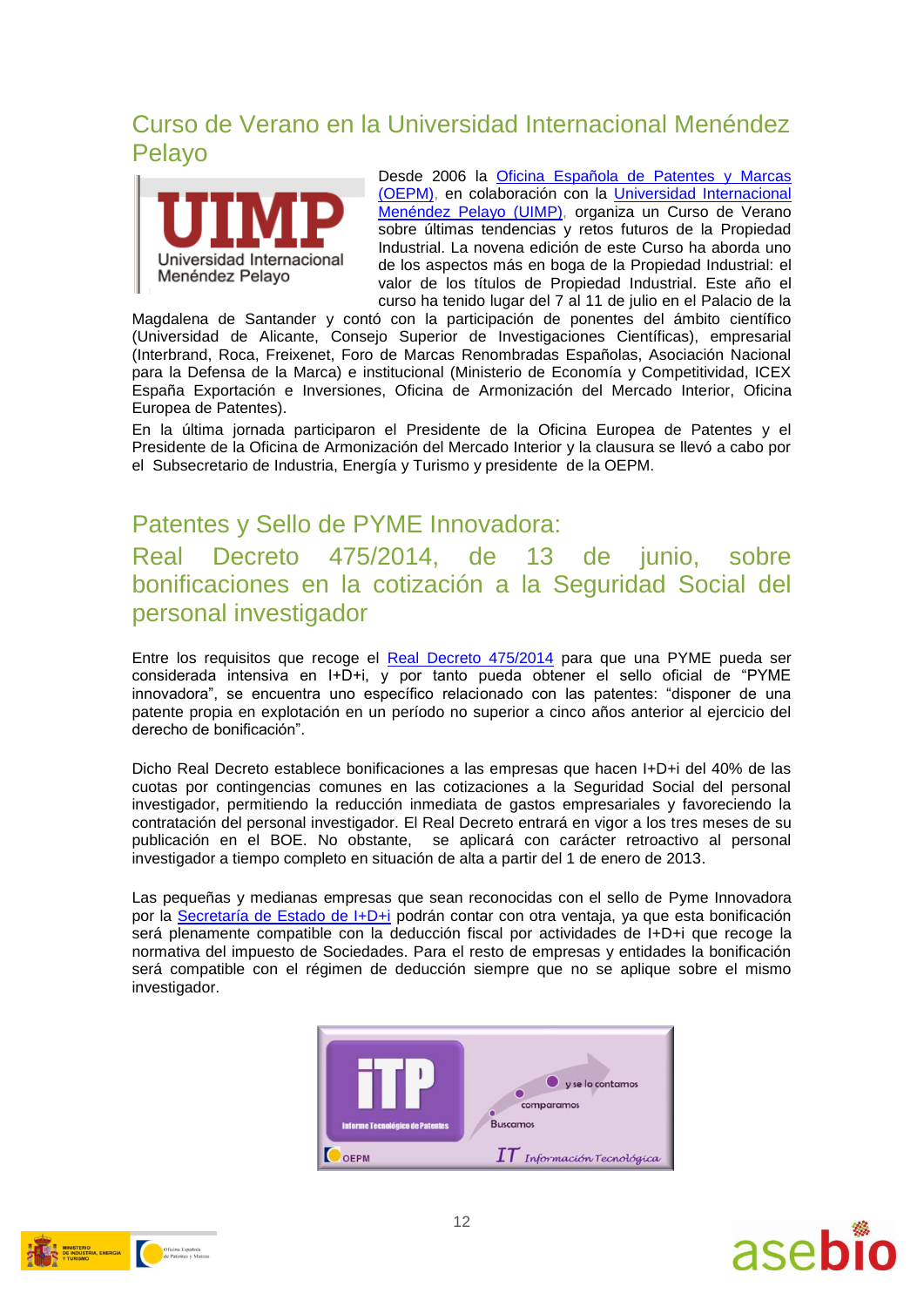## Curso de Verano en la Universidad Internacional Menéndez Pelayo

Desde 2006 la Oficina Española de Patentes y Marcas (OEPM), en colaboración con la Universidad Internacional Menéndez Pelayo (UIMP), organiza un Curso de Verano sobre últimas tendencias y retos futuros de la Propiedad Industrial. La novena edición de este Curso ha aborda uno de los aspectos más en boga de la Propiedad Industrial: el valor de los títulos de Propiedad Industrial. Este año el curso ha tenido lugar del 7 al 11 de julio en el Palacio de la Magdalena de Santander y contó con la participación de ponentes del ámbito científico (Universidad de Alicante, Consejo Superior de Investigaciones Científicas), empresarial (Interbrand, Roca, Freixenet, Foro de Marcas Renombradas Españolas, Asociación Nacional para la Defensa de la Marca) e institucional (Ministerio de Economía y Competitividad, ICEX España Exportación e Inversiones, Oficina de Armonización del Mercado Interior, Oficina Europea de Patentes).

En la última jornada participaron el Presidente de la Oficina Europea de Patentes y el Presidente de la Oficina de Armonización del Mercado Interior y la clausura se llevó a cabo por el Subsecretario de Industria, Energía y Turismo y presidente de la OEPM.

## Patentes y Sello de PYME Innovadora: Real Decreto 475/2014, de 13 de junio, sobre bonificaciones en la cotización a la Seguridad Social del personal investigador

Entre los requisitos que recoge el Real Decreto 475/2014 para que una PYME pueda ser considerada intensiva en I+D+i, y por tanto pueda obtener el sello oficial de "PYME innovadora", se encuentra uno específico relacionado con las patentes: "disponer de una patente propia en explotación en un período no superior a cinco años anterior al ejercicio del derecho de bonificación".

Dicho Real Decreto establece bonificaciones a las empresas que hacen I+D+i del 40% de las cuotas por contingencias comunes en las cotizaciones a la Seguridad Social del personal investigador, permitiendo la reducción inmediata de gastos empresariales y favoreciendo la contratación del personal investigador. El Real Decreto entrará en vigor a los tres meses de su publicación en el BOE. No obstante, se aplicará con carácter retroactivo al personal investigador a tiempo completo en situación de alta a partir del 1 de enero de 2013.

Las pequeñas y medianas empresas que sean reconocidas con el sello de Pyme Innovadora por la Secretaría de Estado de I+D+i podrán contar con otra ventaja, ya que esta bonificación será plenamente compatible con la deducción fiscal por actividades de I+D+i que recoge la normativa del impuesto de Sociedades. Para el resto de empresas y entidades la bonificación será compatible con el régimen de deducción siempre que no se aplique sobre el mismo investigador.